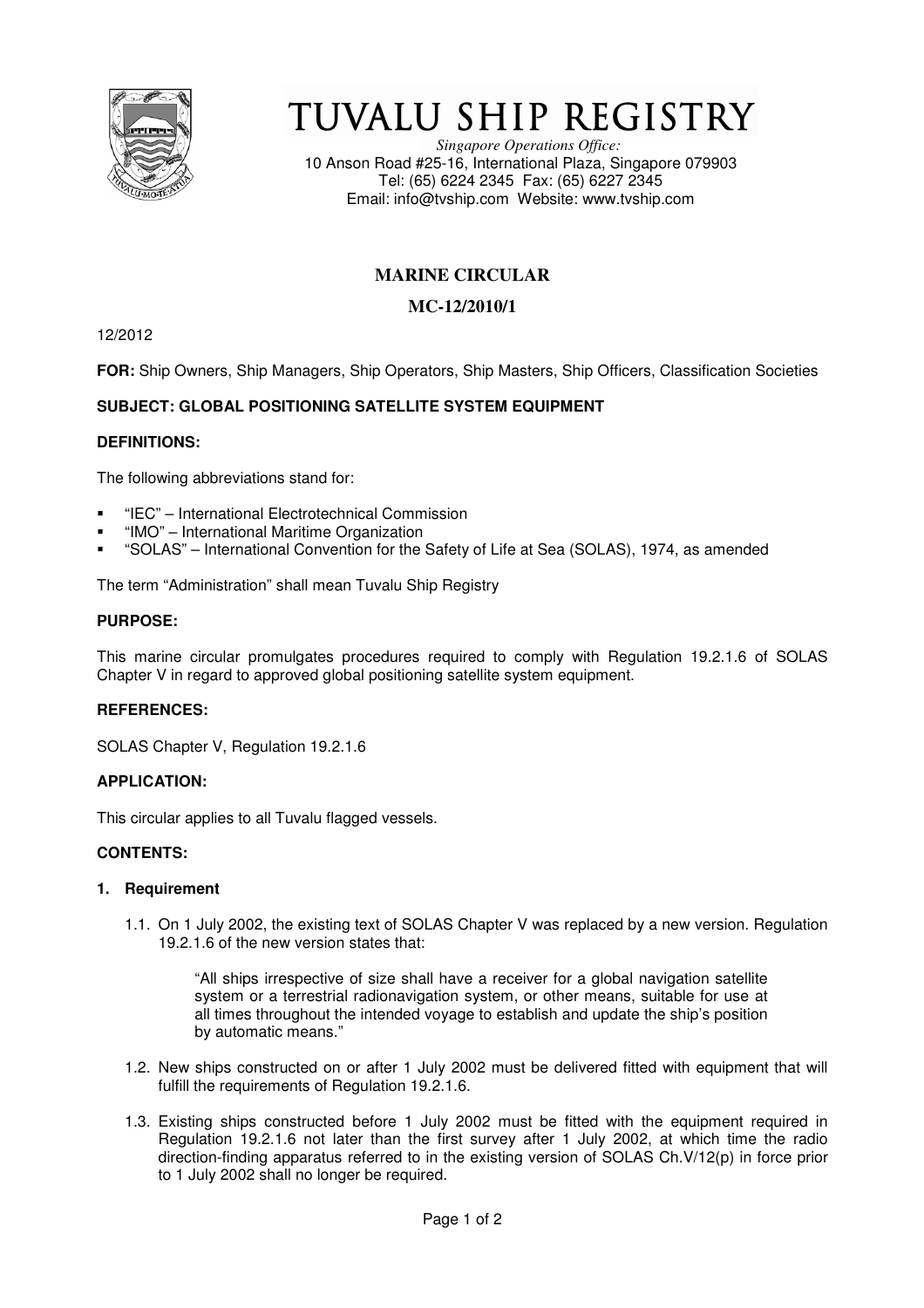# TUVALU SHIP REGISTRY

*Singapore Operations Office:*
10 Anson Road #25-16, International Plaza, Singapore 079903
Tel: (65) 6224 2345 Fax: (65) 6227 2345
Email: info@tvship.com Website: www.tvship.com

## MARINE CIRCULAR

## MC-12/2010/1

12/2012

**FOR:** Ship Owners, Ship Managers, Ship Operators, Ship Masters, Ship Officers, Classification Societies

**SUBJECT: GLOBAL POSITIONING SATELLITE SYSTEM EQUIPMENT**

**DEFINITIONS:**

The following abbreviations stand for:

- "IEC" – International Electrotechnical Commission
- "IMO" – International Maritime Organization
- "SOLAS" – International Convention for the Safety of Life at Sea (SOLAS), 1974, as amended

The term "Administration" shall mean Tuvalu Ship Registry

**PURPOSE:**

This marine circular promulgates procedures required to comply with Regulation 19.2.1.6 of SOLAS Chapter V in regard to approved global positioning satellite system equipment.

**REFERENCES:**

SOLAS Chapter V, Regulation 19.2.1.6

**APPLICATION:**

This circular applies to all Tuvalu flagged vessels.

**CONTENTS:**

**1. Requirement**

1.1. On 1 July 2002, the existing text of SOLAS Chapter V was replaced by a new version. Regulation 19.2.1.6 of the new version states that:

> "All ships irrespective of size shall have a receiver for a global navigation satellite system or a terrestrial radionavigation system, or other means, suitable for use at all times throughout the intended voyage to establish and update the ship's position by automatic means."

1.2. New ships constructed on or after 1 July 2002 must be delivered fitted with equipment that will fulfill the requirements of Regulation 19.2.1.6.

1.3. Existing ships constructed before 1 July 2002 must be fitted with the equipment required in Regulation 19.2.1.6 not later than the first survey after 1 July 2002, at which time the radio direction-finding apparatus referred to in the existing version of SOLAS Ch.V/12(p) in force prior to 1 July 2002 shall no longer be required.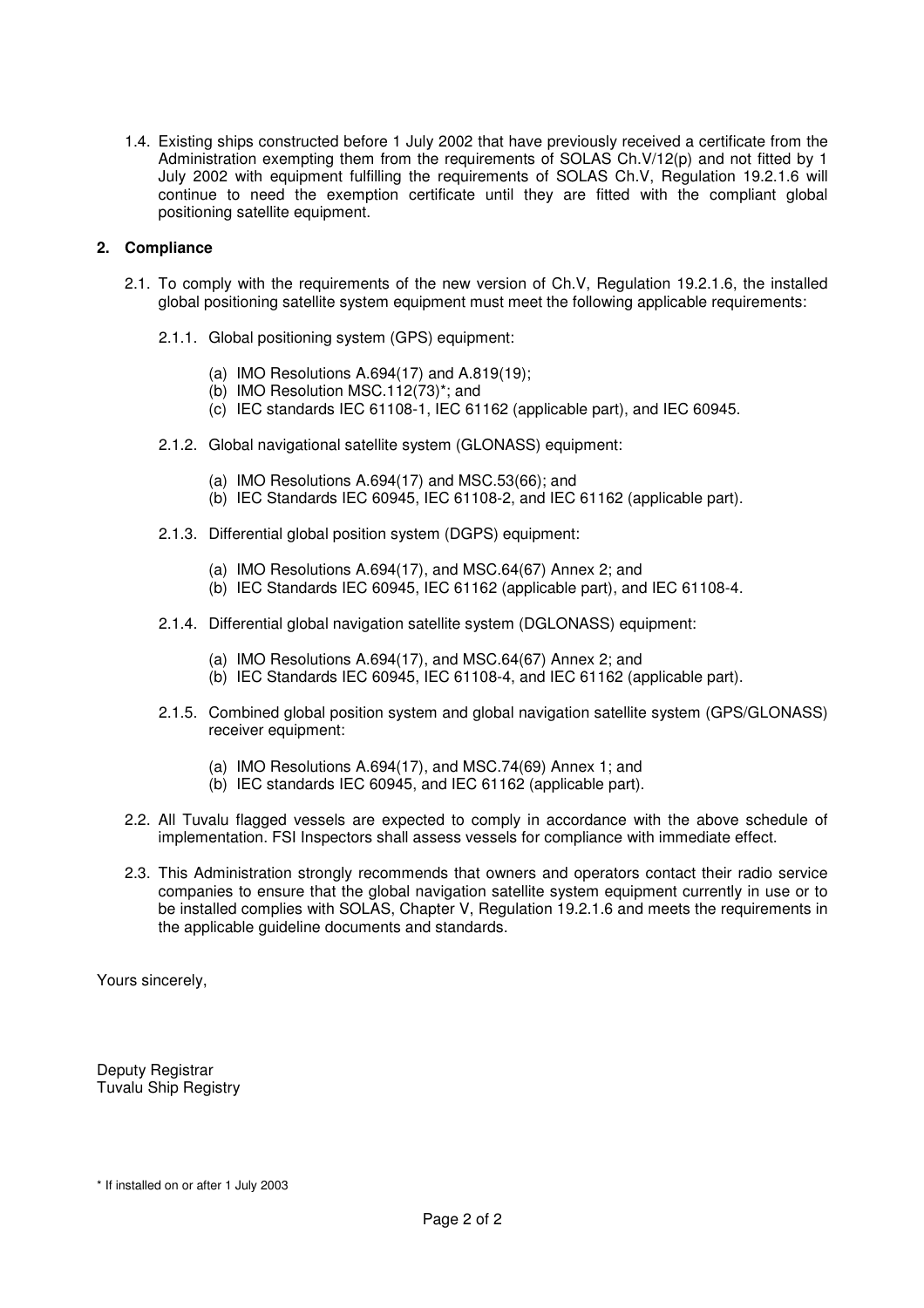1.4. Existing ships constructed before 1 July 2002 that have previously received a certificate from the Administration exempting them from the requirements of SOLAS Ch.V/12(p) and not fitted by 1 July 2002 with equipment fulfilling the requirements of SOLAS Ch.V, Regulation 19.2.1.6 will continue to need the exemption certificate until they are fitted with the compliant global positioning satellite equipment.

## 2. Compliance

2.1. To comply with the requirements of the new version of Ch.V, Regulation 19.2.1.6, the installed global positioning satellite system equipment must meet the following applicable requirements:

2.1.1. Global positioning system (GPS) equipment:

(a) IMO Resolutions A.694(17) and A.819(19);
(b) IMO Resolution MSC.112(73)*; and
(c) IEC standards IEC 61108-1, IEC 61162 (applicable part), and IEC 60945.

2.1.2. Global navigational satellite system (GLONASS) equipment:

(a) IMO Resolutions A.694(17) and MSC.53(66); and
(b) IEC Standards IEC 60945, IEC 61108-2, and IEC 61162 (applicable part).

2.1.3. Differential global position system (DGPS) equipment:

(a) IMO Resolutions A.694(17), and MSC.64(67) Annex 2; and
(b) IEC Standards IEC 60945, IEC 61162 (applicable part), and IEC 61108-4.

2.1.4. Differential global navigation satellite system (DGLONASS) equipment:

(a) IMO Resolutions A.694(17), and MSC.64(67) Annex 2; and
(b) IEC Standards IEC 60945, IEC 61108-4, and IEC 61162 (applicable part).

2.1.5. Combined global position system and global navigation satellite system (GPS/GLONASS) receiver equipment:

(a) IMO Resolutions A.694(17), and MSC.74(69) Annex 1; and
(b) IEC standards IEC 60945, and IEC 61162 (applicable part).

2.2. All Tuvalu flagged vessels are expected to comply in accordance with the above schedule of implementation. FSI Inspectors shall assess vessels for compliance with immediate effect.

2.3. This Administration strongly recommends that owners and operators contact their radio service companies to ensure that the global navigation satellite system equipment currently in use or to be installed complies with SOLAS, Chapter V, Regulation 19.2.1.6 and meets the requirements in the applicable guideline documents and standards.

Yours sincerely,

Deputy Registrar
Tuvalu Ship Registry

\* If installed on or after 1 July 2003